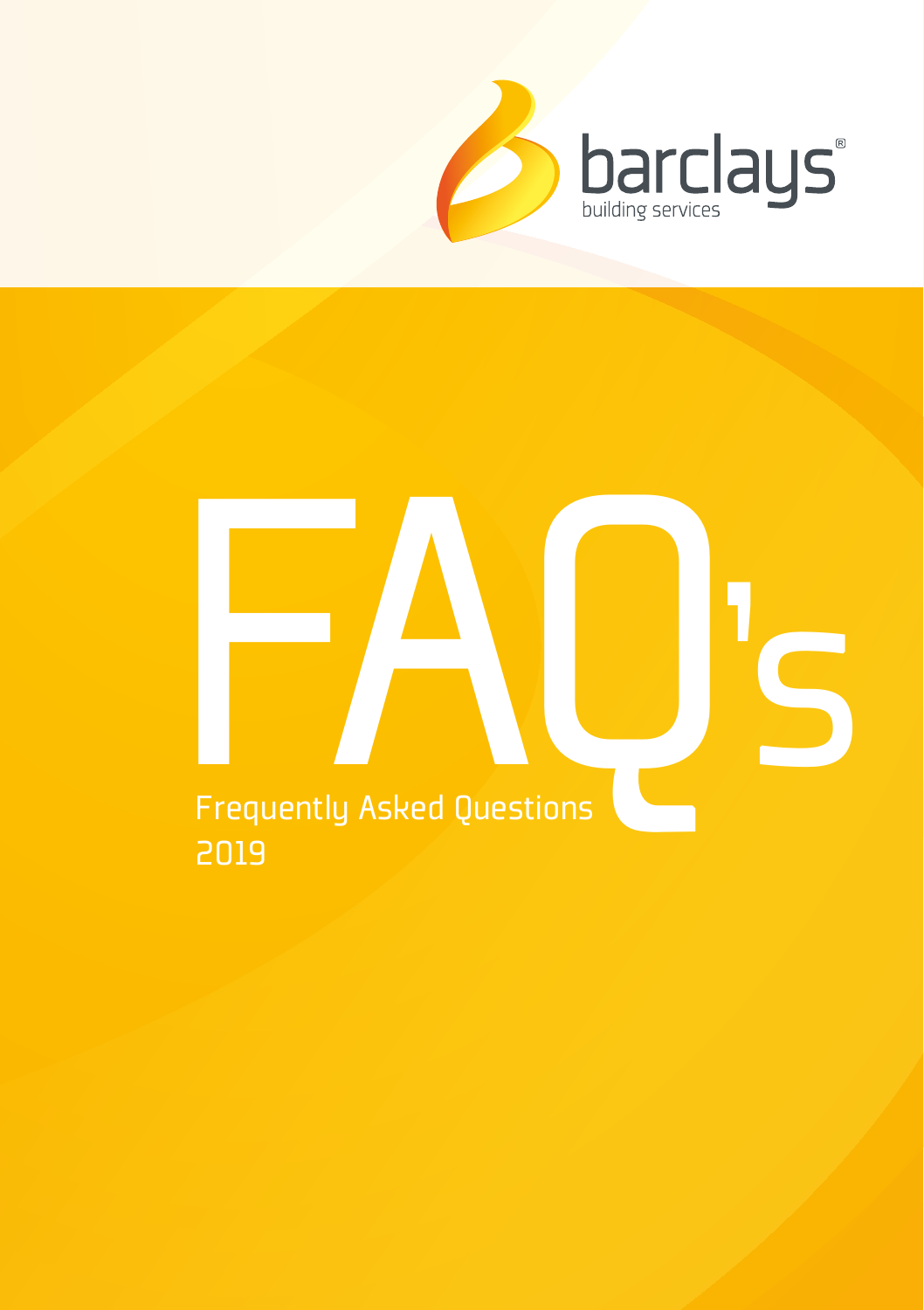barclays®

building services

# FAQ's

Frequently Asked Questions

2019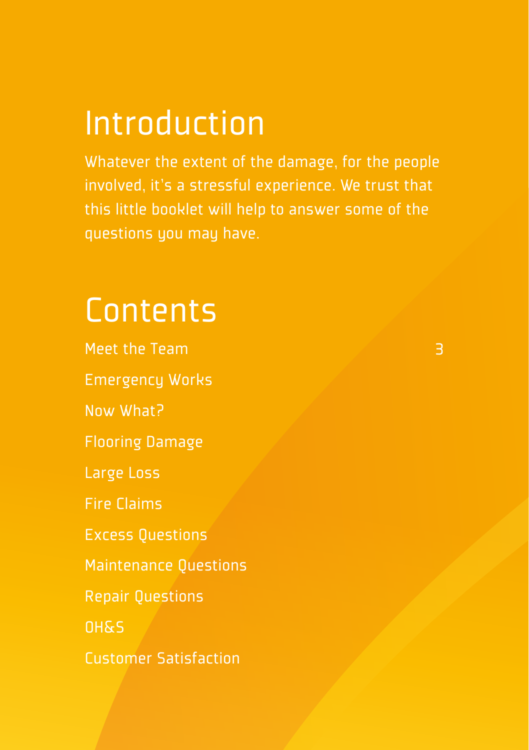# Introduction

Whatever the extent of the damage, for the people involved, it's a stressful experience. We trust that this little booklet will help to answer some of the questions you may have.

# Contents

| | |
|---|---|
| Meet the Team | 3 |
| Emergency Works | |
| Now What? | |
| Flooring Damage | |
| Large Loss | |
| Fire Claims | |
| Excess Questions | |
| Maintenance Questions | |
| Repair Questions | |
| OH&S | |
| Customer Satisfaction | |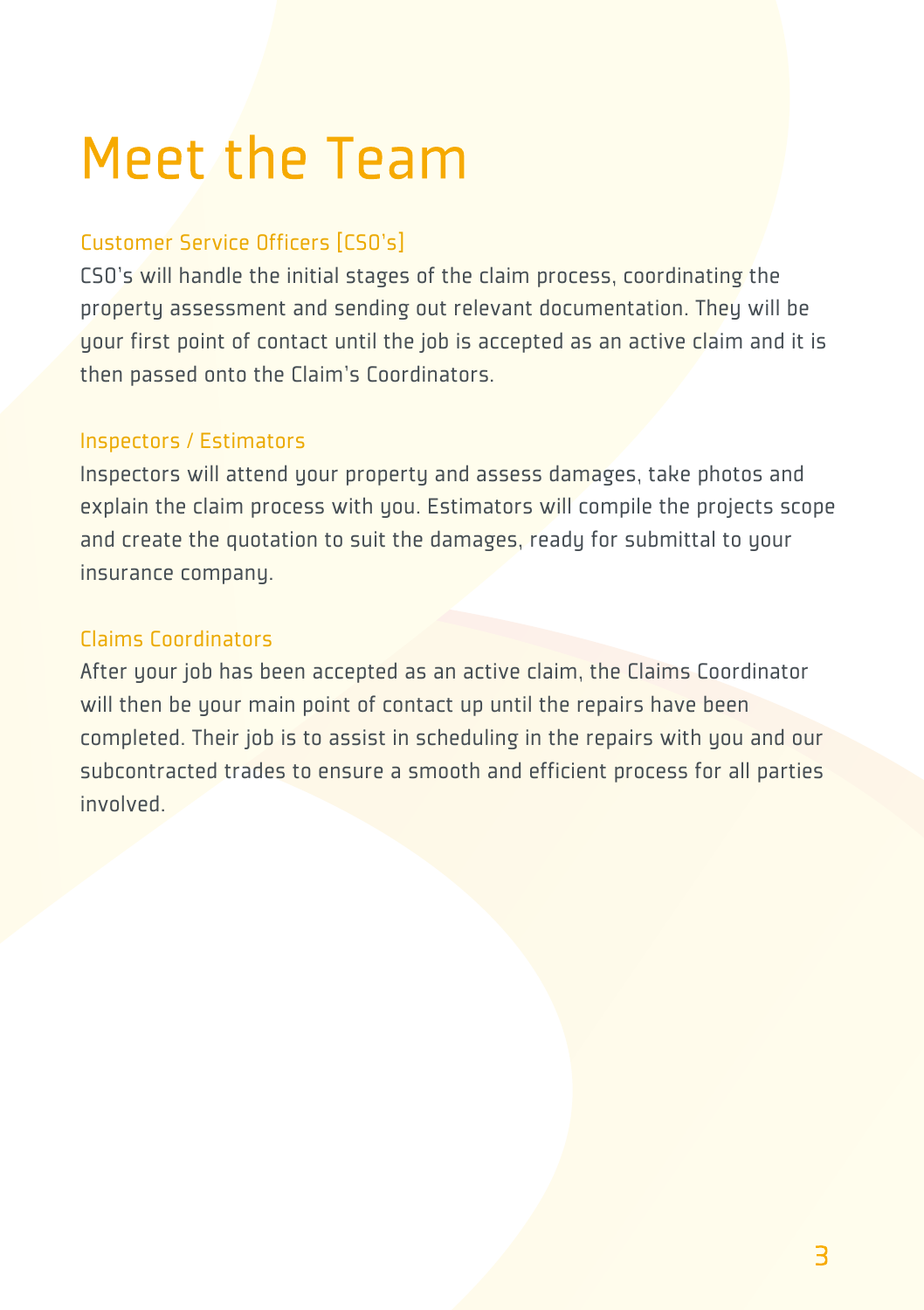# Meet the Team

### Customer Service Officers [CSO's]

CSO's will handle the initial stages of the claim process, coordinating the property assessment and sending out relevant documentation. They will be your first point of contact until the job is accepted as an active claim and it is then passed onto the Claim's Coordinators.

### Inspectors / Estimators

Inspectors will attend your property and assess damages, take photos and explain the claim process with you. Estimators will compile the projects scope and create the quotation to suit the damages, ready for submittal to your insurance company.

### Claims Coordinators

After your job has been accepted as an active claim, the Claims Coordinator will then be your main point of contact up until the repairs have been completed. Their job is to assist in scheduling in the repairs with you and our subcontracted trades to ensure a smooth and efficient process for all parties involved.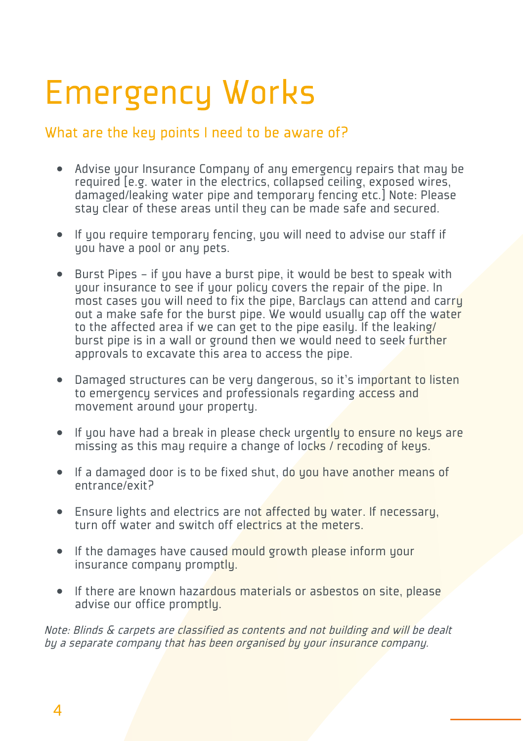# Emergency Works

## What are the key points I need to be aware of?

- Advise your Insurance Company of any emergency repairs that may be required [e.g. water in the electrics, collapsed ceiling, exposed wires, damaged/leaking water pipe and temporary fencing etc.] Note: Please stay clear of these areas until they can be made safe and secured.

- If you require temporary fencing, you will need to advise our staff if you have a pool or any pets.

- Burst Pipes – if you have a burst pipe, it would be best to speak with your insurance to see if your policy covers the repair of the pipe. In most cases you will need to fix the pipe, Barclays can attend and carry out a make safe for the burst pipe. We would usually cap off the water to the affected area if we can get to the pipe easily. If the leaking/ burst pipe is in a wall or ground then we would need to seek further approvals to excavate this area to access the pipe.

- Damaged structures can be very dangerous, so it's important to listen to emergency services and professionals regarding access and movement around your property.

- If you have had a break in please check urgently to ensure no keys are missing as this may require a change of locks / recoding of keys.

- If a damaged door is to be fixed shut, do you have another means of entrance/exit?

- Ensure lights and electrics are not affected by water. If necessary, turn off water and switch off electrics at the meters.

- If the damages have caused mould growth please inform your insurance company promptly.

- If there are known hazardous materials or asbestos on site, please advise our office promptly.

*Note: Blinds & carpets are classified as contents and not building and will be dealt by a separate company that has been organised by your insurance company.*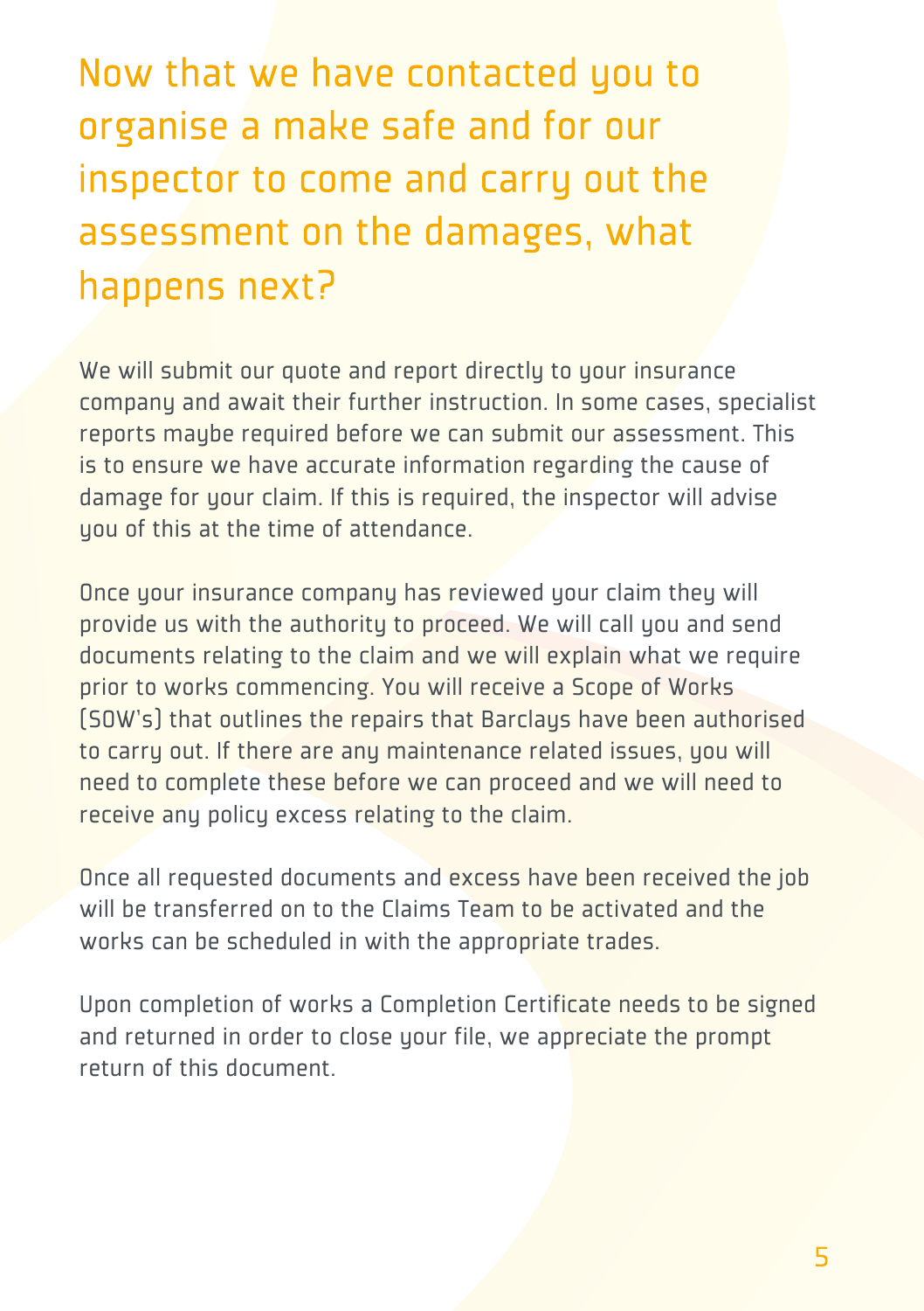# Now that we have contacted you to organise a make safe and for our inspector to come and carry out the assessment on the damages, what happens next?

We will submit our quote and report directly to your insurance company and await their further instruction. In some cases, specialist reports maybe required before we can submit our assessment. This is to ensure we have accurate information regarding the cause of damage for your claim. If this is required, the inspector will advise you of this at the time of attendance.

Once your insurance company has reviewed your claim they will provide us with the authority to proceed. We will call you and send documents relating to the claim and we will explain what we require prior to works commencing. You will receive a Scope of Works (SOW's) that outlines the repairs that Barclays have been authorised to carry out. If there are any maintenance related issues, you will need to complete these before we can proceed and we will need to receive any policy excess relating to the claim.

Once all requested documents and excess have been received the job will be transferred on to the Claims Team to be activated and the works can be scheduled in with the appropriate trades.

Upon completion of works a Completion Certificate needs to be signed and returned in order to close your file, we appreciate the prompt return of this document.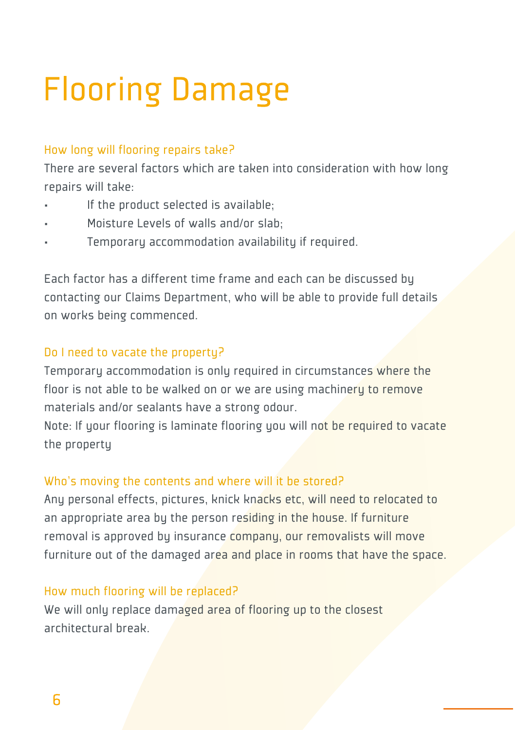# Flooring Damage

### How long will flooring repairs take?

There are several factors which are taken into consideration with how long repairs will take:

- If the product selected is available;
- Moisture Levels of walls and/or slab;
- Temporary accommodation availability if required.

Each factor has a different time frame and each can be discussed by contacting our Claims Department, who will be able to provide full details on works being commenced.

### Do I need to vacate the property?

Temporary accommodation is only required in circumstances where the floor is not able to be walked on or we are using machinery to remove materials and/or sealants have a strong odour.

Note: If your flooring is laminate flooring you will not be required to vacate the property

### Who's moving the contents and where will it be stored?

Any personal effects, pictures, knick knacks etc, will need to relocated to an appropriate area by the person residing in the house. If furniture removal is approved by insurance company, our removalists will move furniture out of the damaged area and place in rooms that have the space.

### How much flooring will be replaced?

We will only replace damaged area of flooring up to the closest architectural break.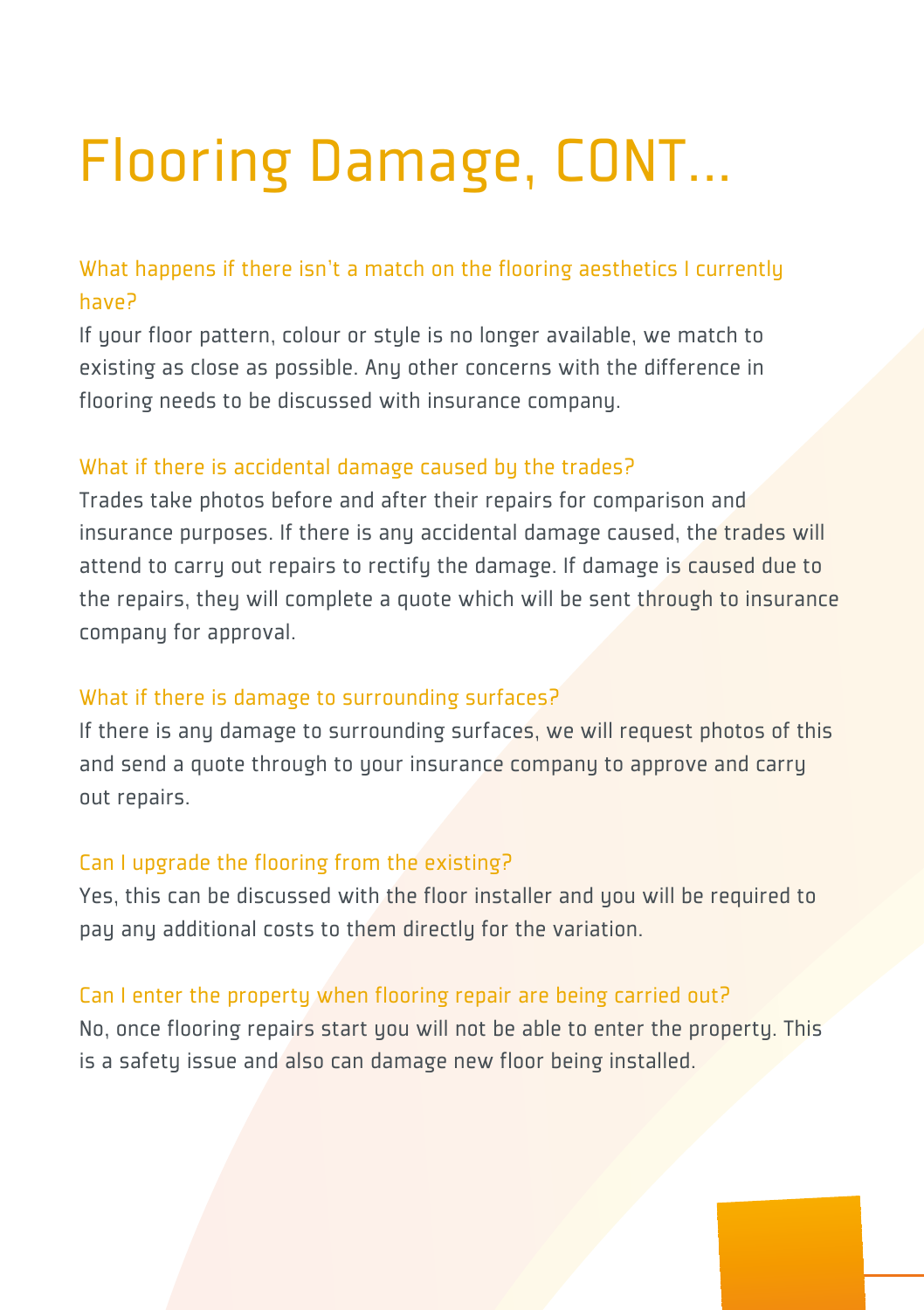# Flooring Damage, CONT...

### What happens if there isn't a match on the flooring aesthetics I currently have?

If your floor pattern, colour or style is no longer available, we match to existing as close as possible. Any other concerns with the difference in flooring needs to be discussed with insurance company.

### What if there is accidental damage caused by the trades?

Trades take photos before and after their repairs for comparison and insurance purposes. If there is any accidental damage caused, the trades will attend to carry out repairs to rectify the damage. If damage is caused due to the repairs, they will complete a quote which will be sent through to insurance company for approval.

### What if there is damage to surrounding surfaces?

If there is any damage to surrounding surfaces, we will request photos of this and send a quote through to your insurance company to approve and carry out repairs.

### Can I upgrade the flooring from the existing?

Yes, this can be discussed with the floor installer and you will be required to pay any additional costs to them directly for the variation.

### Can I enter the property when flooring repair are being carried out?

No, once flooring repairs start you will not be able to enter the property. This is a safety issue and also can damage new floor being installed.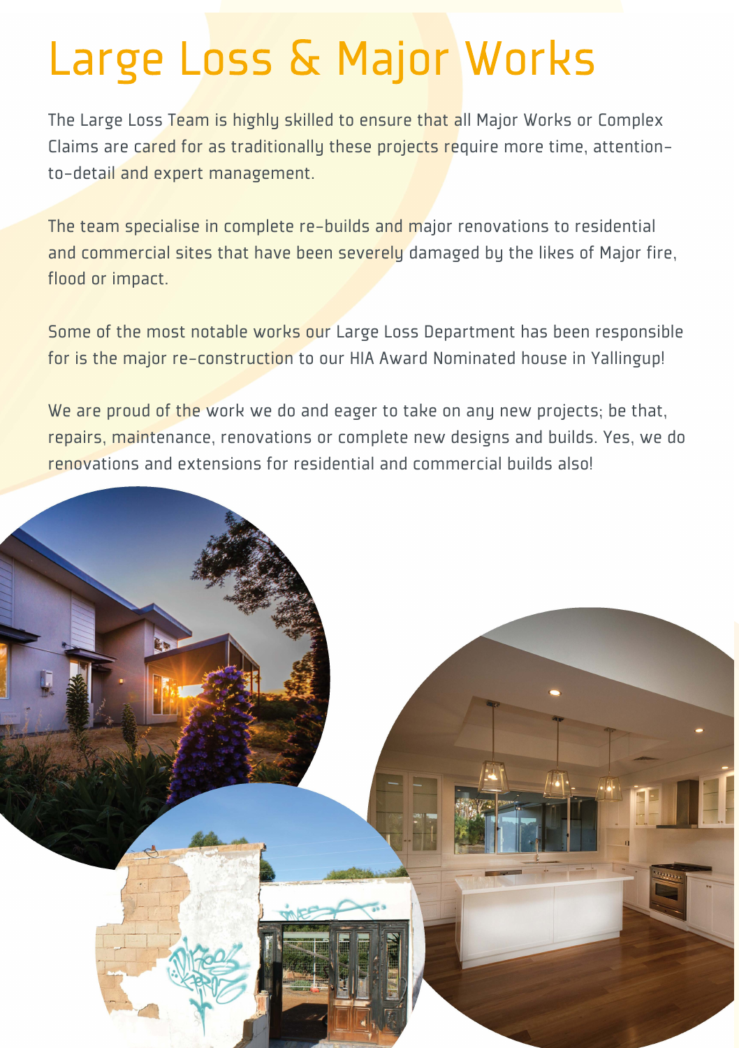# Large Loss & Major Works

The Large Loss Team is highly skilled to ensure that all Major Works or Complex Claims are cared for as traditionally these projects require more time, attention-to-detail and expert management.

The team specialise in complete re-builds and major renovations to residential and commercial sites that have been severely damaged by the likes of Major fire, flood or impact.

Some of the most notable works our Large Loss Department has been responsible for is the major re-construction to our HIA Award Nominated house in Yallingup!

We are proud of the work we do and eager to take on any new projects; be that, repairs, maintenance, renovations or complete new designs and builds. Yes, we do renovations and extensions for residential and commercial builds also!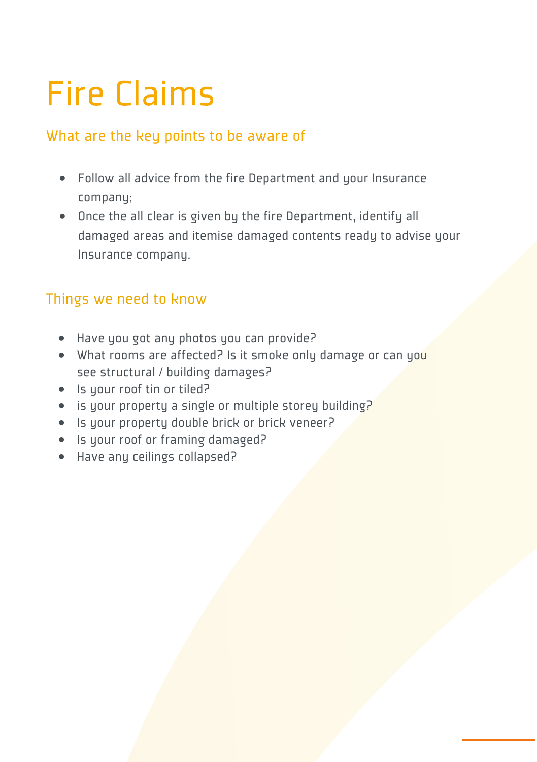# Fire Claims

## What are the key points to be aware of

- Follow all advice from the fire Department and your Insurance company;
- Once the all clear is given by the fire Department, identify all damaged areas and itemise damaged contents ready to advise your Insurance company.

## Things we need to know

- Have you got any photos you can provide?
- What rooms are affected? Is it smoke only damage or can you see structural / building damages?
- Is your roof tin or tiled?
- is your property a single or multiple storey building?
- Is your property double brick or brick veneer?
- Is your roof or framing damaged?
- Have any ceilings collapsed?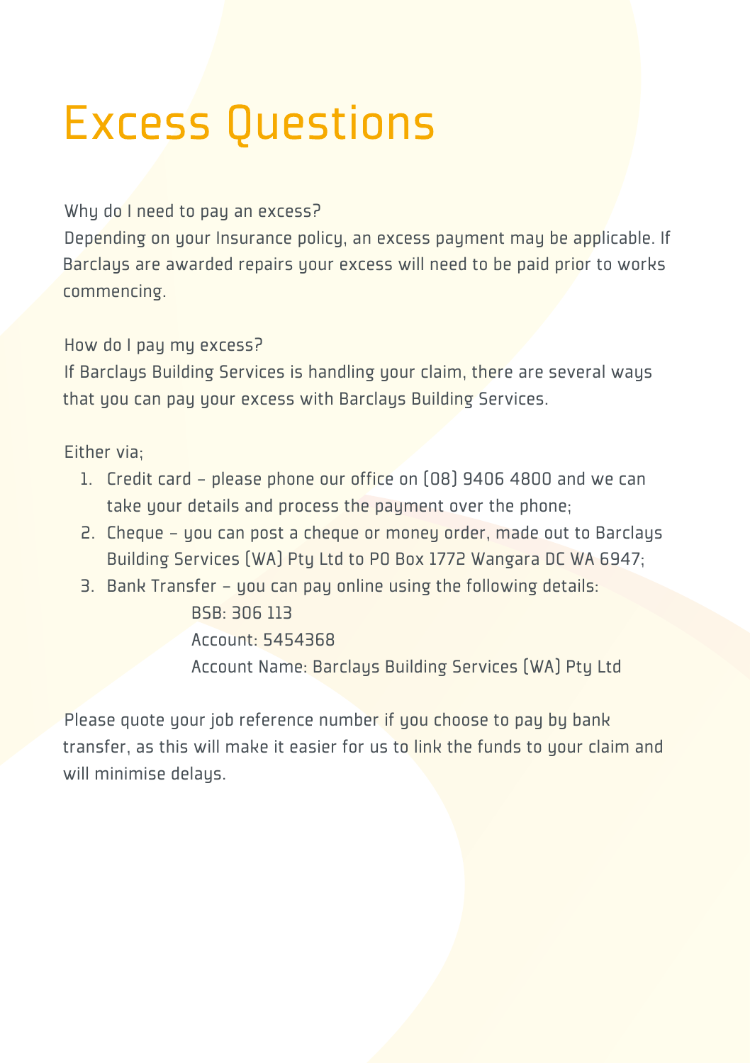# Excess Questions

Why do I need to pay an excess?
Depending on your Insurance policy, an excess payment may be applicable. If Barclays are awarded repairs your excess will need to be paid prior to works commencing.

How do I pay my excess?
If Barclays Building Services is handling your claim, there are several ways that you can pay your excess with Barclays Building Services.

Either via;

1. Credit card – please phone our office on (08) 9406 4800 and we can take your details and process the payment over the phone;
2. Cheque – you can post a cheque or money order, made out to Barclays Building Services (WA) Pty Ltd to PO Box 1772 Wangara DC WA 6947;
3. Bank Transfer – you can pay online using the following details:

    BSB: 306 113
    Account: 5454368
    Account Name: Barclays Building Services (WA) Pty Ltd

Please quote your job reference number if you choose to pay by bank transfer, as this will make it easier for us to link the funds to your claim and will minimise delays.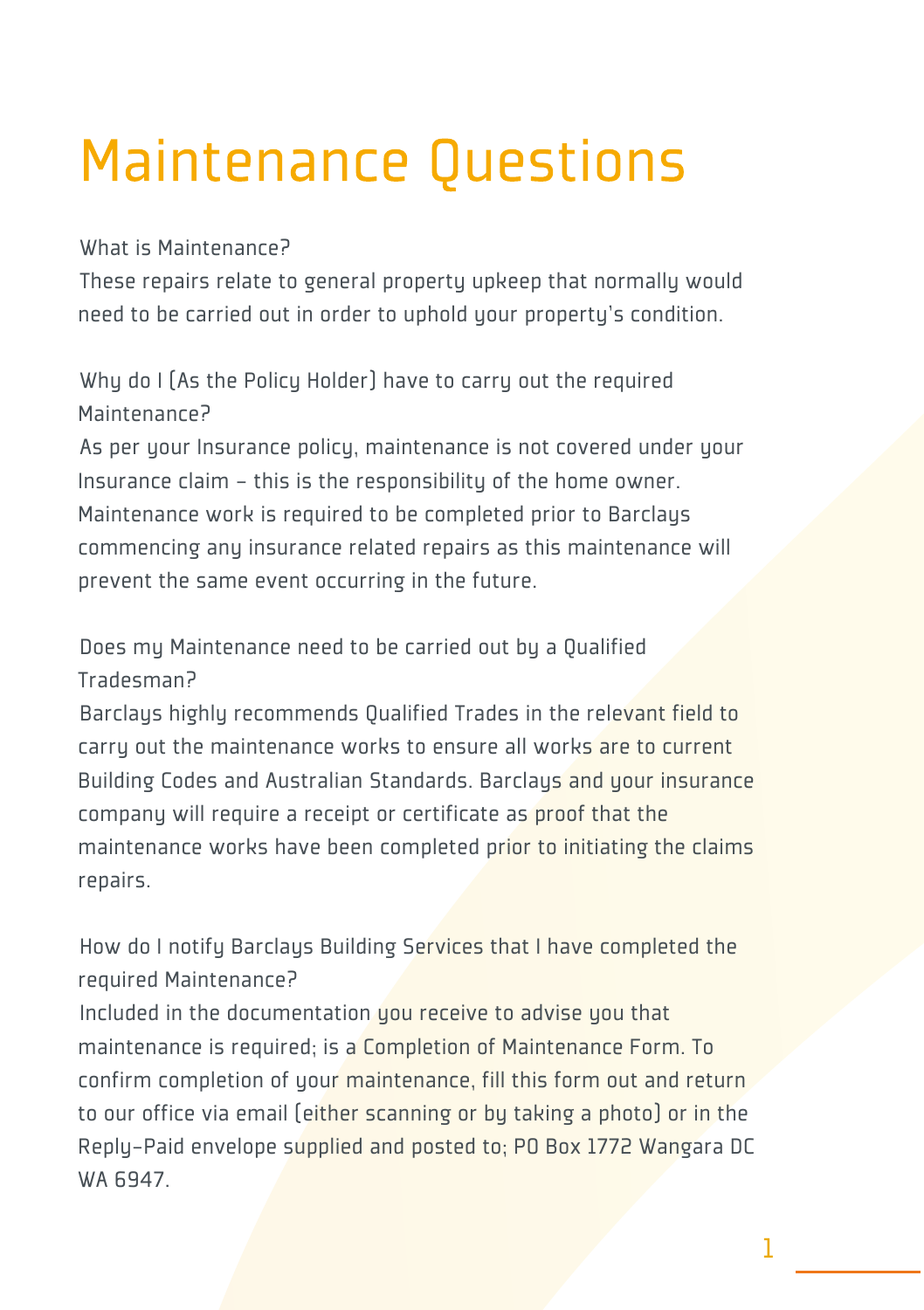# Maintenance Questions

What is Maintenance?

These repairs relate to general property upkeep that normally would need to be carried out in order to uphold your property's condition.

Why do I (As the Policy Holder) have to carry out the required Maintenance?

As per your Insurance policy, maintenance is not covered under your Insurance claim – this is the responsibility of the home owner. Maintenance work is required to be completed prior to Barclays commencing any insurance related repairs as this maintenance will prevent the same event occurring in the future.

Does my Maintenance need to be carried out by a Qualified Tradesman?

Barclays highly recommends Qualified Trades in the relevant field to carry out the maintenance works to ensure all works are to current Building Codes and Australian Standards. Barclays and your insurance company will require a receipt or certificate as proof that the maintenance works have been completed prior to initiating the claims repairs.

How do I notify Barclays Building Services that I have completed the required Maintenance?

Included in the documentation you receive to advise you that maintenance is required; is a Completion of Maintenance Form. To confirm completion of your maintenance, fill this form out and return to our office via email (either scanning or by taking a photo) or in the Reply-Paid envelope supplied and posted to; PO Box 1772 Wangara DC WA 6947.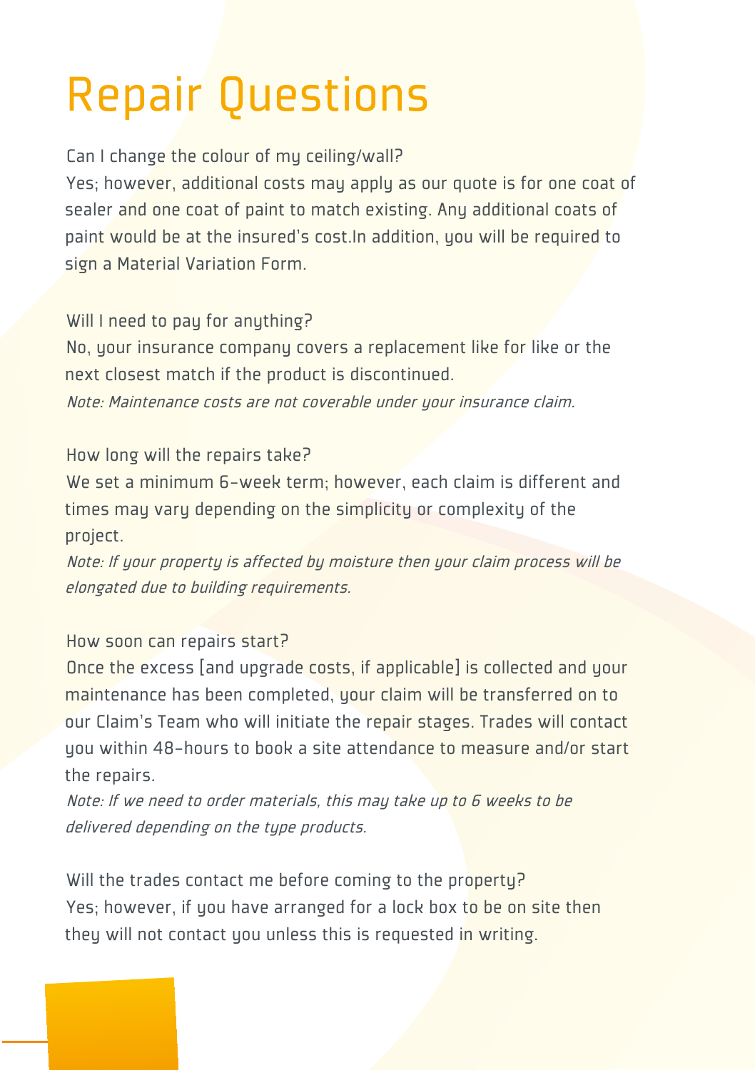# Repair Questions

Can I change the colour of my ceiling/wall?

Yes; however, additional costs may apply as our quote is for one coat of sealer and one coat of paint to match existing. Any additional coats of paint would be at the insured's cost.In addition, you will be required to sign a Material Variation Form.

Will I need to pay for anything?

No, your insurance company covers a replacement like for like or the next closest match if the product is discontinued.

*Note: Maintenance costs are not coverable under your insurance claim.*

How long will the repairs take?

We set a minimum 6-week term; however, each claim is different and times may vary depending on the simplicity or complexity of the project.

*Note: If your property is affected by moisture then your claim process will be elongated due to building requirements.*

How soon can repairs start?

Once the excess [and upgrade costs, if applicable] is collected and your maintenance has been completed, your claim will be transferred on to our Claim's Team who will initiate the repair stages. Trades will contact you within 48-hours to book a site attendance to measure and/or start the repairs.

*Note: If we need to order materials, this may take up to 6 weeks to be delivered depending on the type products.*

Will the trades contact me before coming to the property?

Yes; however, if you have arranged for a lock box to be on site then they will not contact you unless this is requested in writing.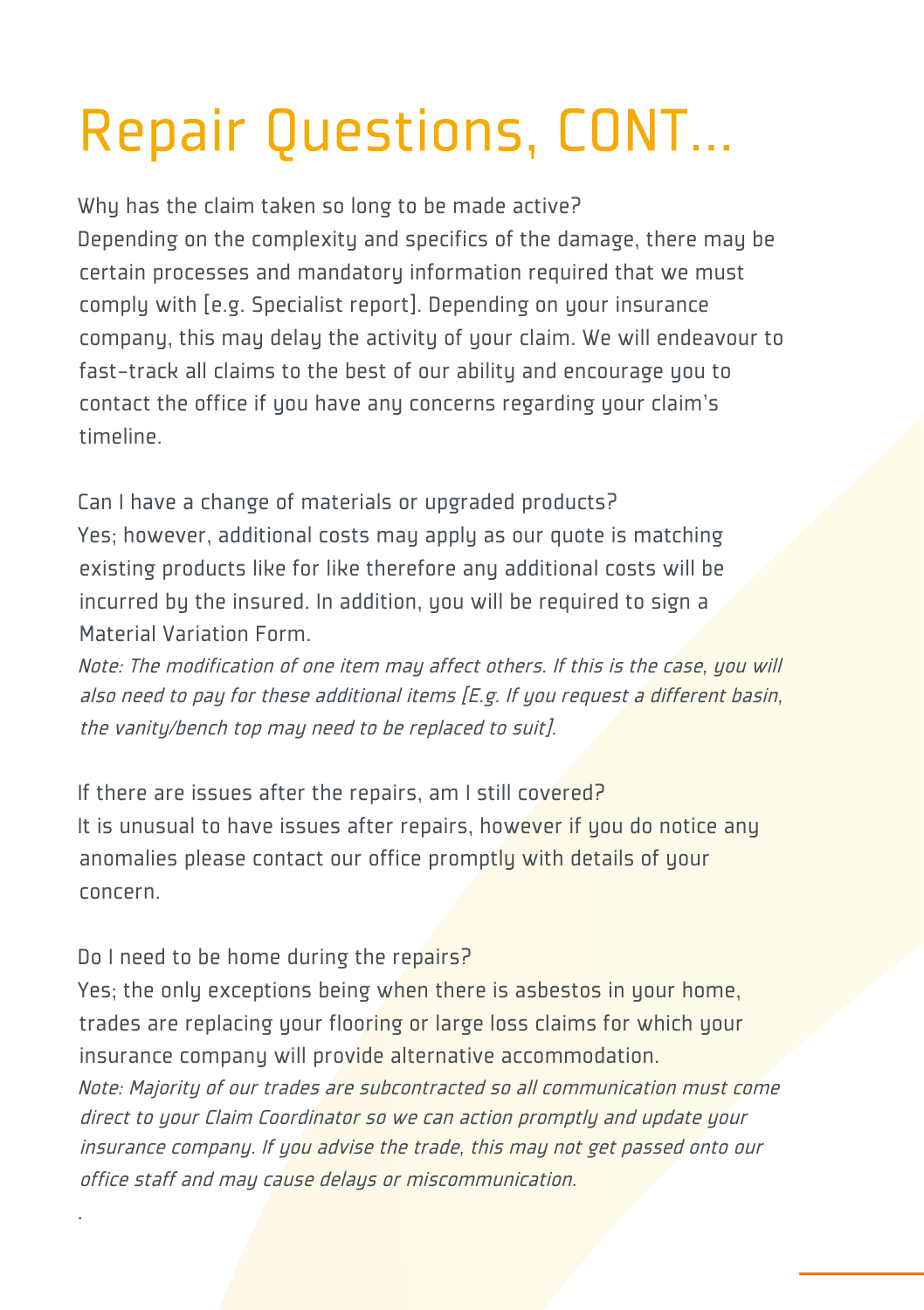# Repair Questions, CONT...

Why has the claim taken so long to be made active?
Depending on the complexity and specifics of the damage, there may be certain processes and mandatory information required that we must comply with [e.g. Specialist report]. Depending on your insurance company, this may delay the activity of your claim. We will endeavour to fast-track all claims to the best of our ability and encourage you to contact the office if you have any concerns regarding your claim's timeline.

Can I have a change of materials or upgraded products?
Yes; however, additional costs may apply as our quote is matching existing products like for like therefore any additional costs will be incurred by the insured. In addition, you will be required to sign a Material Variation Form.
*Note: The modification of one item may affect others. If this is the case, you will also need to pay for these additional items [E.g. If you request a different basin, the vanity/bench top may need to be replaced to suit].*

If there are issues after the repairs, am I still covered?
It is unusual to have issues after repairs, however if you do notice any anomalies please contact our office promptly with details of your concern.

Do I need to be home during the repairs?
Yes; the only exceptions being when there is asbestos in your home, trades are replacing your flooring or large loss claims for which your insurance company will provide alternative accommodation.
*Note: Majority of our trades are subcontracted so all communication must come direct to your Claim Coordinator so we can action promptly and update your insurance company. If you advise the trade, this may not get passed onto our office staff and may cause delays or miscommunication.*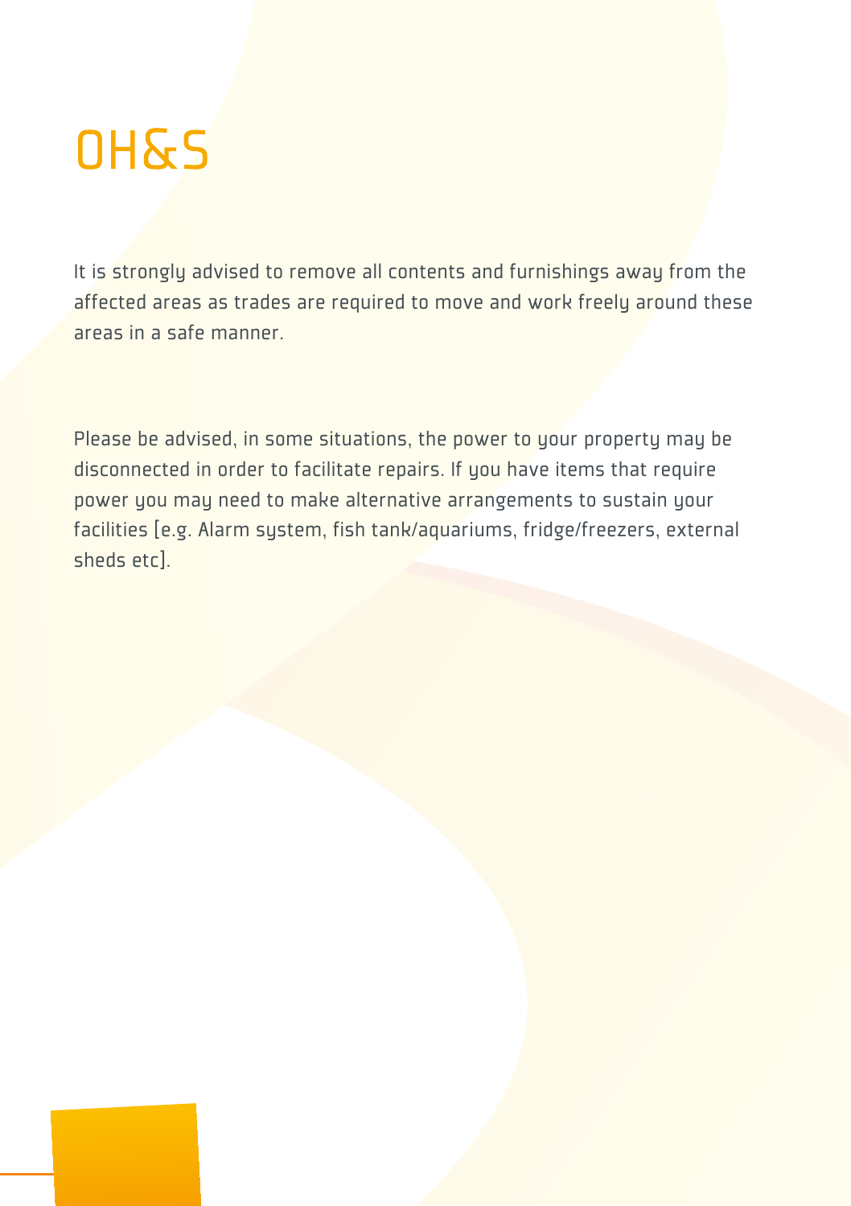# OH&S

It is strongly advised to remove all contents and furnishings away from the affected areas as trades are required to move and work freely around these areas in a safe manner.

Please be advised, in some situations, the power to your property may be disconnected in order to facilitate repairs. If you have items that require power you may need to make alternative arrangements to sustain your facilities [e.g. Alarm system, fish tank/aquariums, fridge/freezers, external sheds etc].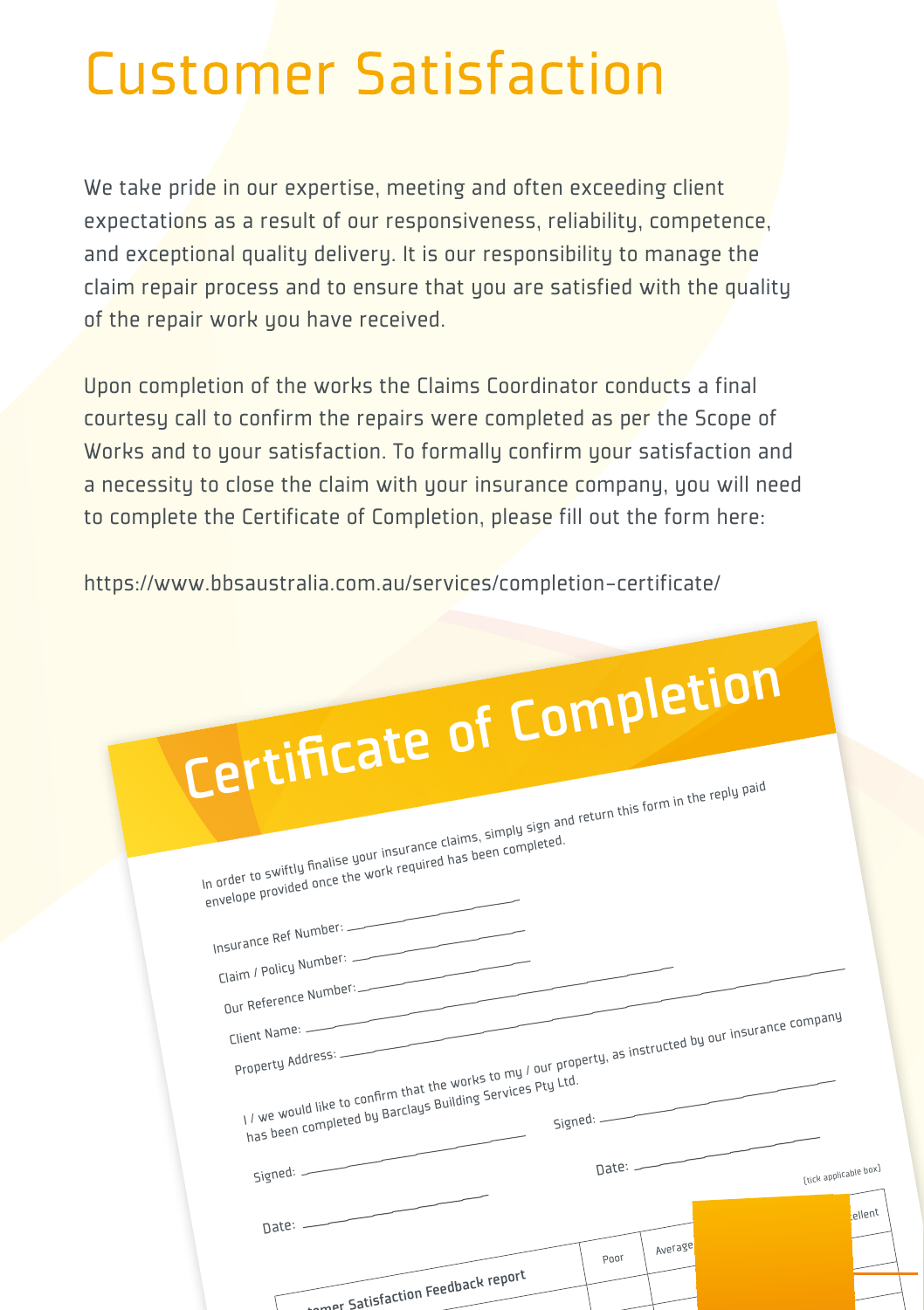# Customer Satisfaction

We take pride in our expertise, meeting and often exceeding client expectations as a result of our responsiveness, reliability, competence, and exceptional quality delivery. It is our responsibility to manage the claim repair process and to ensure that you are satisfied with the quality of the repair work you have received.

Upon completion of the works the Claims Coordinator conducts a final courtesy call to confirm the repairs were completed as per the Scope of Works and to your satisfaction. To formally confirm your satisfaction and a necessity to close the claim with your insurance company, you will need to complete the Certificate of Completion, please fill out the form here:

https://www.bbsaustralia.com.au/services/completion-certificate/

## Certificate of Completion

In order to swiftly finalise your insurance claims, simply sign and return this form in the reply paid envelope provided once the work required has been completed.

Insurance Ref Number: ______________

Claim / Policy Number: ______________

Our Reference Number: ______________

Client Name: ______________

Property Address: ______________

I / we would like to confirm that the works to my / our property, as instructed by our insurance company has been completed by Barclays Building Services Pty Ltd.

Signed: ______________ Signed: ______________

Date: ______________ Date: ______________

(tick applicable box)

| ...omer Satisfaction Feedback report | Poor | Average | | ...ellent |
|---|---|---|---|---|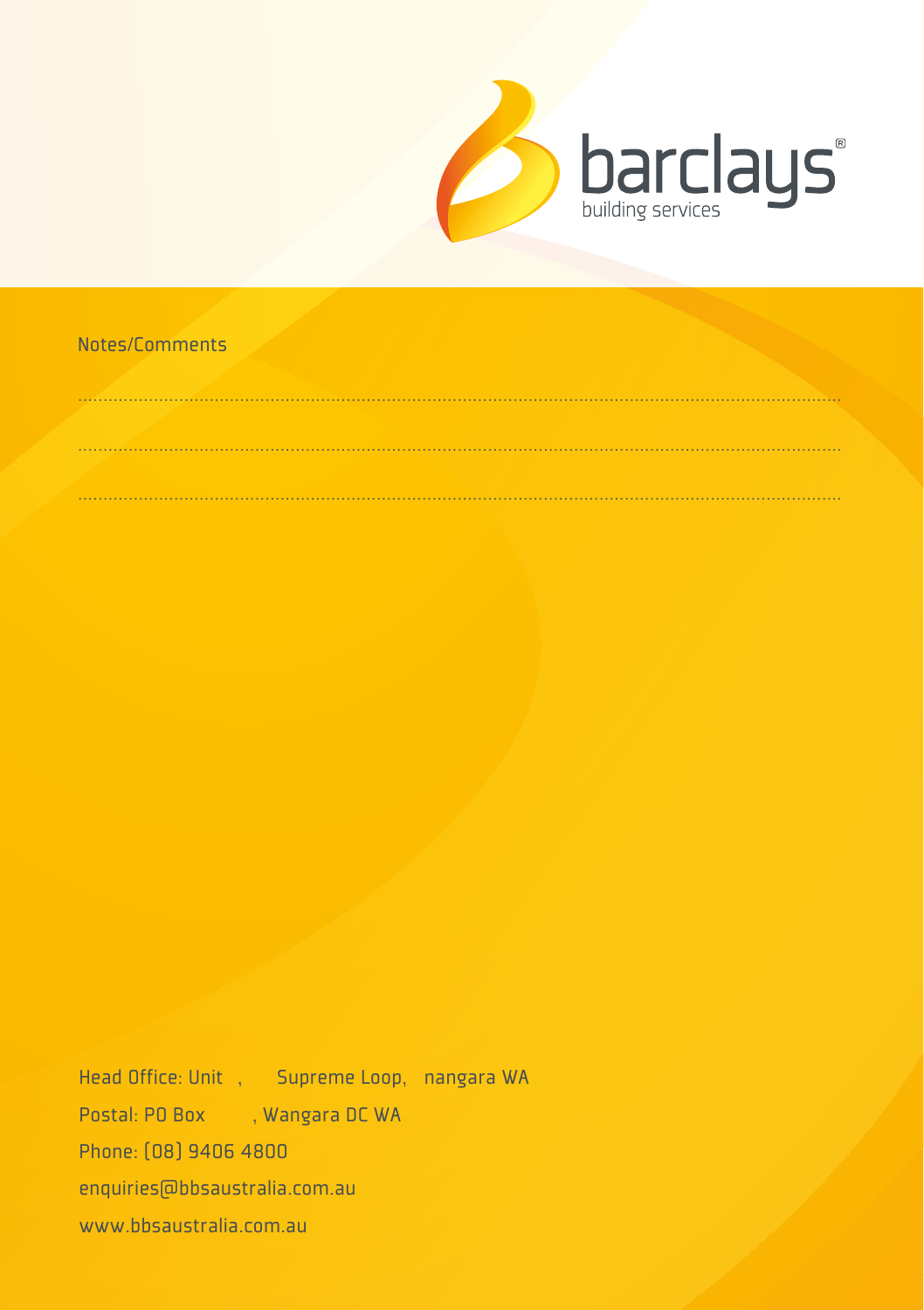barclays building services®

Notes/Comments

..................................................................................................................................................................

..................................................................................................................................................................

..................................................................................................................................................................

Head Office: Unit , Supreme Loop, nangara WA

Postal: PO Box , Wangara DC WA

Phone: (08) 9406 4800

enquiries@bbsaustralia.com.au

www.bbsaustralia.com.au